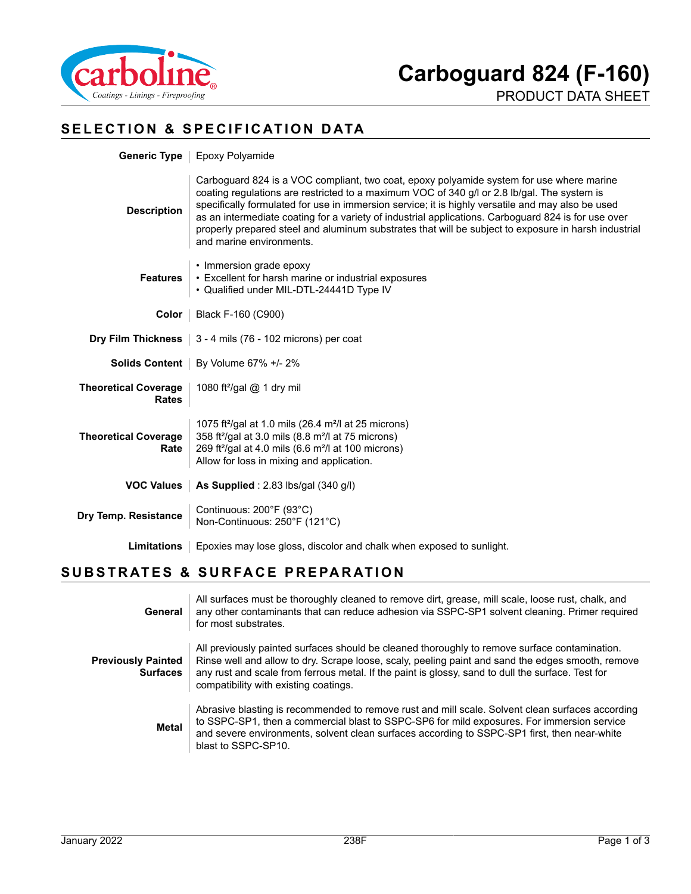# Carboguard 824 (F-160)

PRODUCT DATA SHEET

## SELECTION & SPECIFICATION DATA

**Generic Type**

Epoxy Polyamide

**Description**

Carboguard 824 is a VOC compliant, two coat, epoxy polyamide system for use where marine coating regulations are restricted to a maximum VOC of 340 g/l or 2.8 lb/gal. The system is specifically formulated for use in immersion service; it is highly versatile and may also be used as an intermediate coating for a variety of industrial applications. Carboguard 824 is for use over properly prepared steel and aluminum substrates that will be subject to exposure in harsh industrial and marine environments.

**Features**

- Immersion grade epoxy
- Excellent for harsh marine or industrial exposures
- Qualified under MIL-DTL-24441D Type IV

**Color**

Black F-160 (C900)

**Dry Film Thickness**

3 - 4 mils (76 - 102 microns) per coat

**Solids Content**

By Volume 67% +/- 2%

**Theoretical Coverage Rates**

1080 ft²/gal @ 1 dry mil

**Theoretical Coverage Rate**

1075 ft²/gal at 1.0 mils (26.4 m²/l at 25 microns)
358 ft²/gal at 3.0 mils (8.8 m²/l at 75 microns)
269 ft²/gal at 4.0 mils (6.6 m²/l at 100 microns)
Allow for loss in mixing and application.

**VOC Values**

**As Supplied** : 2.83 lbs/gal (340 g/l)

**Dry Temp. Resistance**

Continuous: 200°F (93°C)
Non-Continuous: 250°F (121°C)

**Limitations**

Epoxies may lose gloss, discolor and chalk when exposed to sunlight.

## SUBSTRATES & SURFACE PREPARATION

**General**

All surfaces must be thoroughly cleaned to remove dirt, grease, mill scale, loose rust, chalk, and any other contaminants that can reduce adhesion via SSPC-SP1 solvent cleaning. Primer required for most substrates.

**Previously Painted Surfaces**

All previously painted surfaces should be cleaned thoroughly to remove surface contamination. Rinse well and allow to dry. Scrape loose, scaly, peeling paint and sand the edges smooth, remove any rust and scale from ferrous metal. If the paint is glossy, sand to dull the surface. Test for compatibility with existing coatings.

**Metal**

Abrasive blasting is recommended to remove rust and mill scale. Solvent clean surfaces according to SSPC-SP1, then a commercial blast to SSPC-SP6 for mild exposures. For immersion service and severe environments, solvent clean surfaces according to SSPC-SP1 first, then near-white blast to SSPC-SP10.

January 2022 238F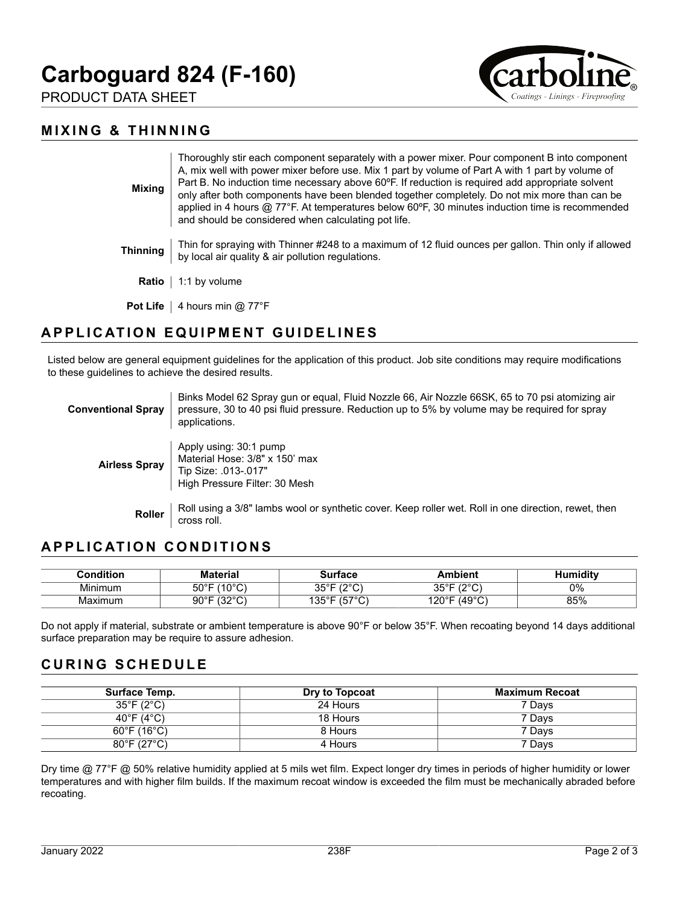# Carboguard 824 (F-160)

PRODUCT DATA SHEET

## MIXING & THINNING

**Mixing**

Thoroughly stir each component separately with a power mixer. Pour component B into component A, mix well with power mixer before use. Mix 1 part by volume of Part A with 1 part by volume of Part B. No induction time necessary above 60ºF. If reduction is required add appropriate solvent only after both components have been blended together completely. Do not mix more than can be applied in 4 hours @ 77°F. At temperatures below 60ºF, 30 minutes induction time is recommended and should be considered when calculating pot life.

**Thinning**

Thin for spraying with Thinner #248 to a maximum of 12 fluid ounces per gallon. Thin only if allowed by local air quality & air pollution regulations.

**Ratio**

1:1 by volume

**Pot Life**

4 hours min @ 77°F

## APPLICATION EQUIPMENT GUIDELINES

Listed below are general equipment guidelines for the application of this product. Job site conditions may require modifications to these guidelines to achieve the desired results.

**Conventional Spray**

Binks Model 62 Spray gun or equal, Fluid Nozzle 66, Air Nozzle 66SK, 65 to 70 psi atomizing air pressure, 30 to 40 psi fluid pressure. Reduction up to 5% by volume may be required for spray applications.

**Airless Spray**

Apply using: 30:1 pump
Material Hose: 3/8" x 150' max
Tip Size: .013-.017"
High Pressure Filter: 30 Mesh

**Roller**

Roll using a 3/8" lambs wool or synthetic cover. Keep roller wet. Roll in one direction, rewet, then cross roll.

## APPLICATION CONDITIONS

| Condition | Material | Surface | Ambient | Humidity |
|---|---|---|---|---|
| Minimum | 50°F (10°C) | 35°F (2°C) | 35°F (2°C) | 0% |
| Maximum | 90°F (32°C) | 135°F (57°C) | 120°F (49°C) | 85% |

Do not apply if material, substrate or ambient temperature is above 90°F or below 35°F. When recoating beyond 14 days additional surface preparation may be require to assure adhesion.

## CURING SCHEDULE

| Surface Temp. | Dry to Topcoat | Maximum Recoat |
|---|---|---|
| 35°F (2°C) | 24 Hours | 7 Days |
| 40°F (4°C) | 18 Hours | 7 Days |
| 60°F (16°C) | 8 Hours | 7 Days |
| 80°F (27°C) | 4 Hours | 7 Days |

Dry time @ 77°F @ 50% relative humidity applied at 5 mils wet film. Expect longer dry times in periods of higher humidity or lower temperatures and with higher film builds. If the maximum recoat window is exceeded the film must be mechanically abraded before recoating.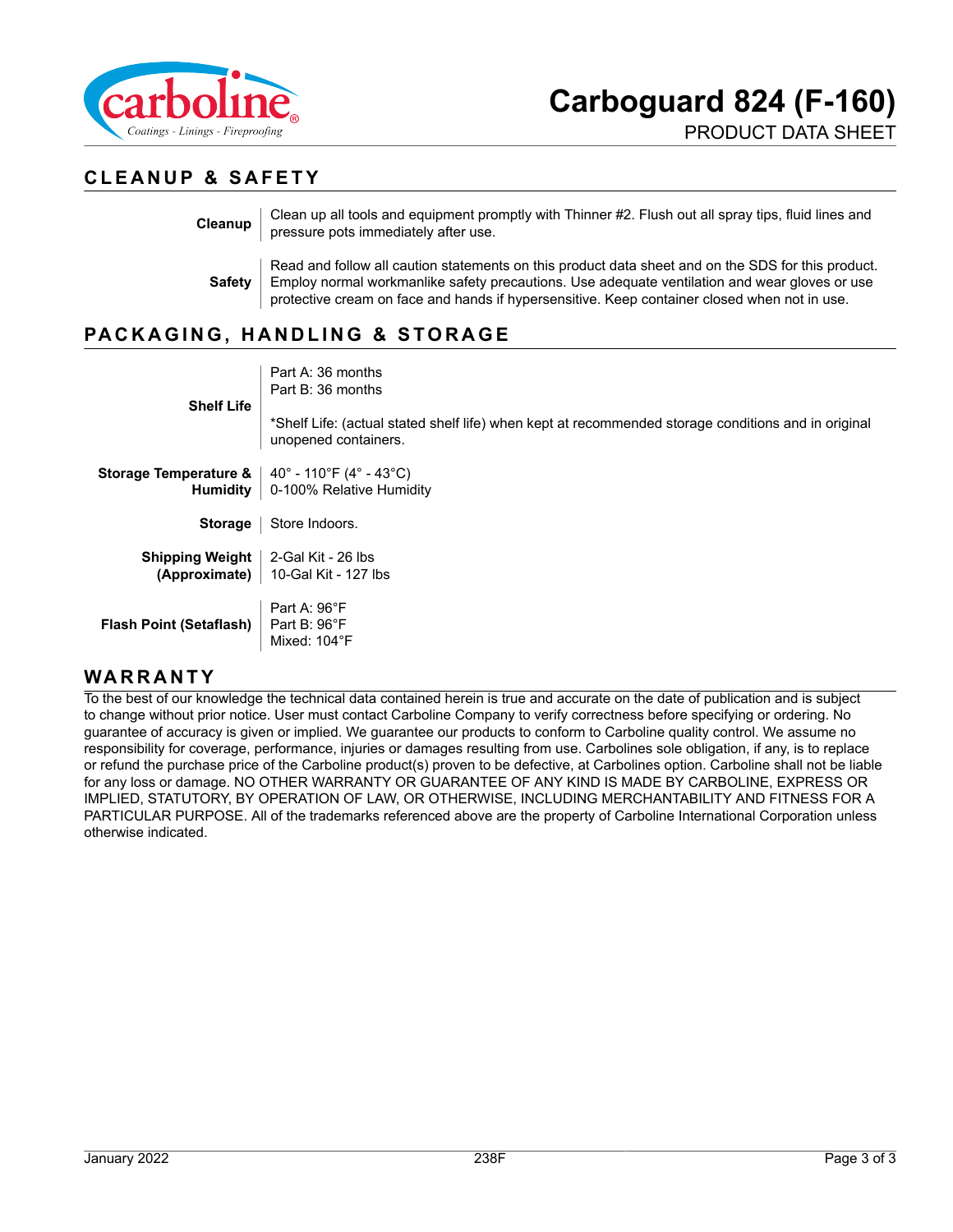# Carboguard 824 (F-160)

PRODUCT DATA SHEET

## CLEANUP & SAFETY

| | |
|---|---|
| **Cleanup** | Clean up all tools and equipment promptly with Thinner #2. Flush out all spray tips, fluid lines and pressure pots immediately after use. |
| **Safety** | Read and follow all caution statements on this product data sheet and on the SDS for this product. Employ normal workmanlike safety precautions. Use adequate ventilation and wear gloves or use protective cream on face and hands if hypersensitive. Keep container closed when not in use. |

## PACKAGING, HANDLING & STORAGE

| | |
|---|---|
| **Shelf Life** | Part A: 36 months<br>Part B: 36 months<br><br>*Shelf Life: (actual stated shelf life) when kept at recommended storage conditions and in original unopened containers. |
| **Storage Temperature & Humidity** | 40° - 110°F (4° - 43°C)<br>0-100% Relative Humidity |
| **Storage** | Store Indoors. |
| **Shipping Weight (Approximate)** | 2-Gal Kit - 26 lbs<br>10-Gal Kit - 127 lbs |
| **Flash Point (Setaflash)** | Part A: 96°F<br>Part B: 96°F<br>Mixed: 104°F |

## WARRANTY

To the best of our knowledge the technical data contained herein is true and accurate on the date of publication and is subject to change without prior notice. User must contact Carboline Company to verify correctness before specifying or ordering. No guarantee of accuracy is given or implied. We guarantee our products to conform to Carboline quality control. We assume no responsibility for coverage, performance, injuries or damages resulting from use. Carbolines sole obligation, if any, is to replace or refund the purchase price of the Carboline product(s) proven to be defective, at Carbolines option. Carboline shall not be liable for any loss or damage. NO OTHER WARRANTY OR GUARANTEE OF ANY KIND IS MADE BY CARBOLINE, EXPRESS OR IMPLIED, STATUTORY, BY OPERATION OF LAW, OR OTHERWISE, INCLUDING MERCHANTABILITY AND FITNESS FOR A PARTICULAR PURPOSE. All of the trademarks referenced above are the property of Carboline International Corporation unless otherwise indicated.

January 2022 238F